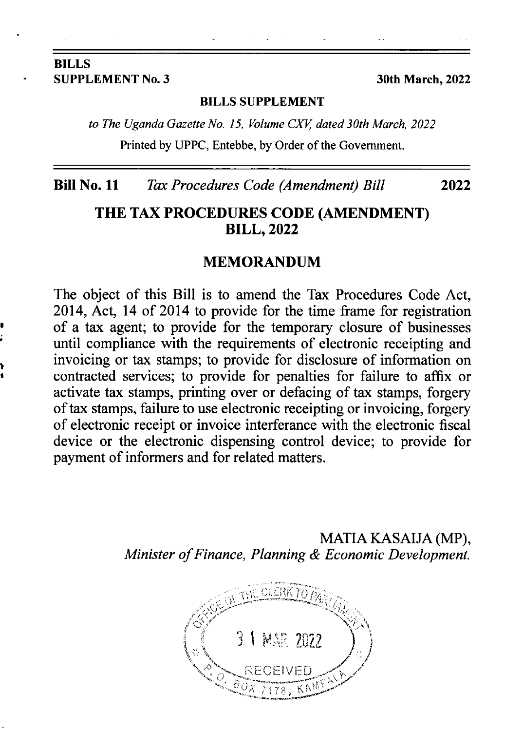**BILLS**
**SUPPLEMENT No. 3** **30th March, 2022**

**BILLS SUPPLEMENT**

*to The Uganda Gazette No. 15, Volume CXV, dated 30th March, 2022*

Printed by UPPC, Entebbe, by Order of the Government.

**Bill No. 11** *Tax Procedures Code (Amendment) Bill* **2022**

# THE TAX PROCEDURES CODE (AMENDMENT) BILL, 2022

## MEMORANDUM

The object of this Bill is to amend the Tax Procedures Code Act, 2014, Act, 14 of 2014 to provide for the time frame for registration of a tax agent; to provide for the temporary closure of businesses until compliance with the requirements of electronic receipting and invoicing or tax stamps; to provide for disclosure of information on contracted services; to provide for penalties for failure to affix or activate tax stamps, printing over or defacing of tax stamps, forgery of tax stamps, failure to use electronic receipting or invoicing, forgery of electronic receipt or invoice interferance with the electronic fiscal device or the electronic dispensing control device; to provide for payment of informers and for related matters.

MATIA KASAIJA (MP),
*Minister of Finance, Planning & Economic Development.*

OFFICE OF THE CLERK TO PARLIAMENT
31 MAR 2022
RECEIVED
P.O. BOX 7178, KAMPALA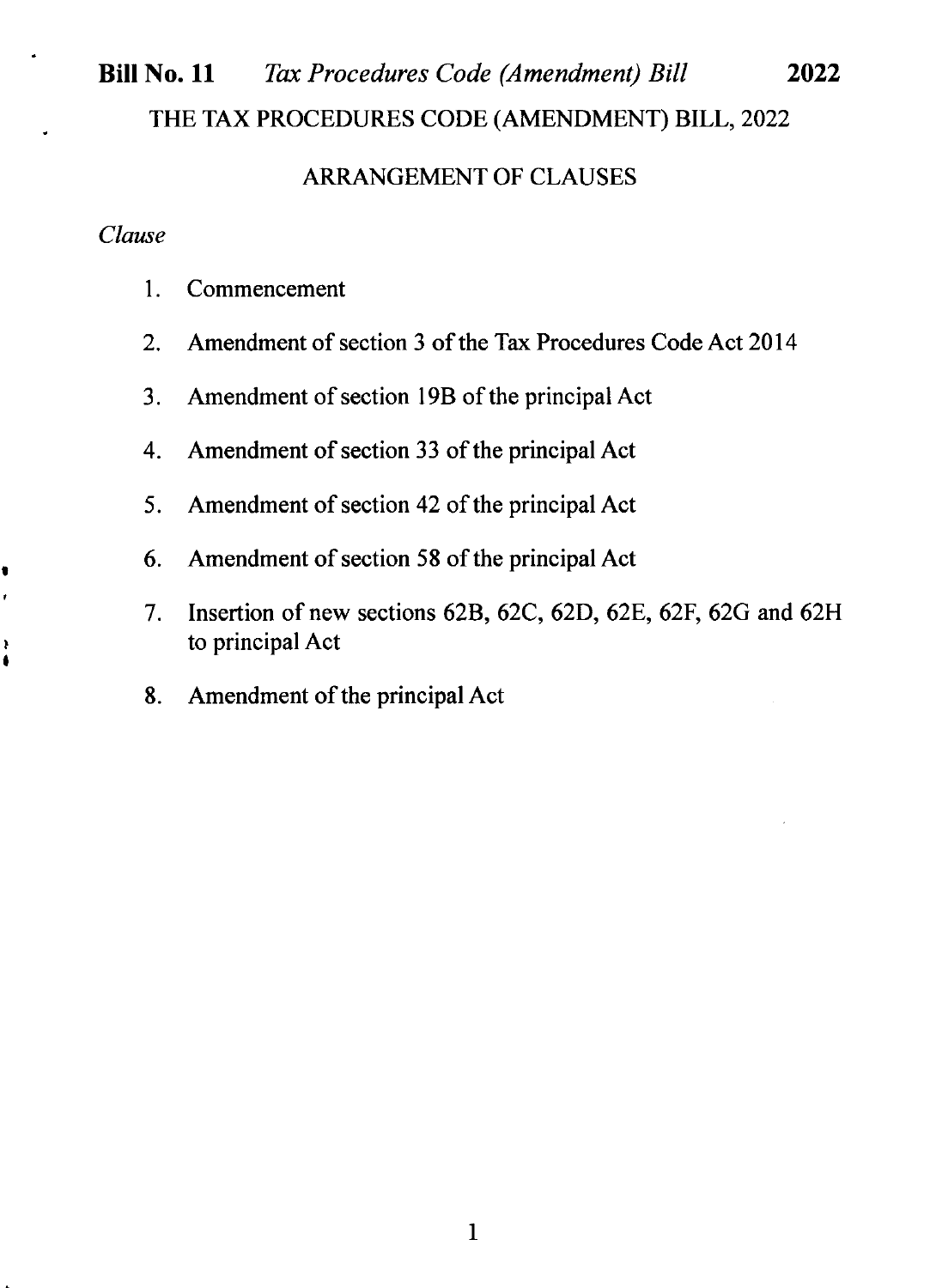# THE TAX PROCEDURES CODE (AMENDMENT) BILL, 2022

## ARRANGEMENT OF CLAUSES

*Clause*

1. Commencement
2. Amendment of section 3 of the Tax Procedures Code Act 2014
3. Amendment of section 19B of the principal Act
4. Amendment of section 33 of the principal Act
5. Amendment of section 42 of the principal Act
6. Amendment of section 58 of the principal Act
7. Insertion of new sections 62B, 62C, 62D, 62E, 62F, 62G and 62H to principal Act
8. Amendment of the principal Act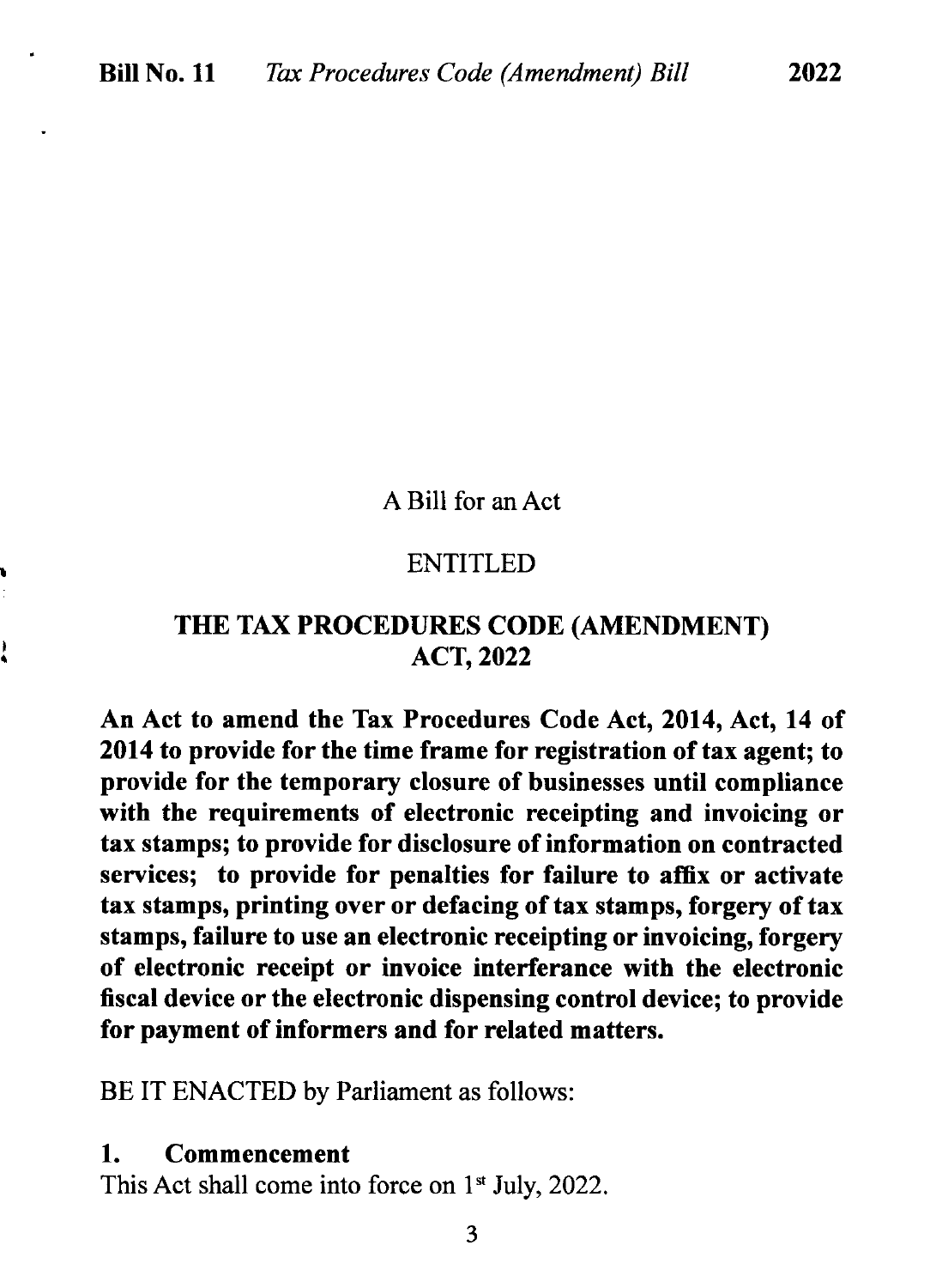A Bill for an Act

ENTITLED

**THE TAX PROCEDURES CODE (AMENDMENT) ACT, 2022**

**An Act to amend the Tax Procedures Code Act, 2014, Act, 14 of 2014 to provide for the time frame for registration of tax agent; to provide for the temporary closure of businesses until compliance with the requirements of electronic receipting and invoicing or tax stamps; to provide for disclosure of information on contracted services; to provide for penalties for failure to affix or activate tax stamps, printing over or defacing of tax stamps, forgery of tax stamps, failure to use an electronic receipting or invoicing, forgery of electronic receipt or invoice interferance with the electronic fiscal device or the electronic dispensing control device; to provide for payment of informers and for related matters.**

BE IT ENACTED by Parliament as follows:

## 1. Commencement

This Act shall come into force on 1st July, 2022.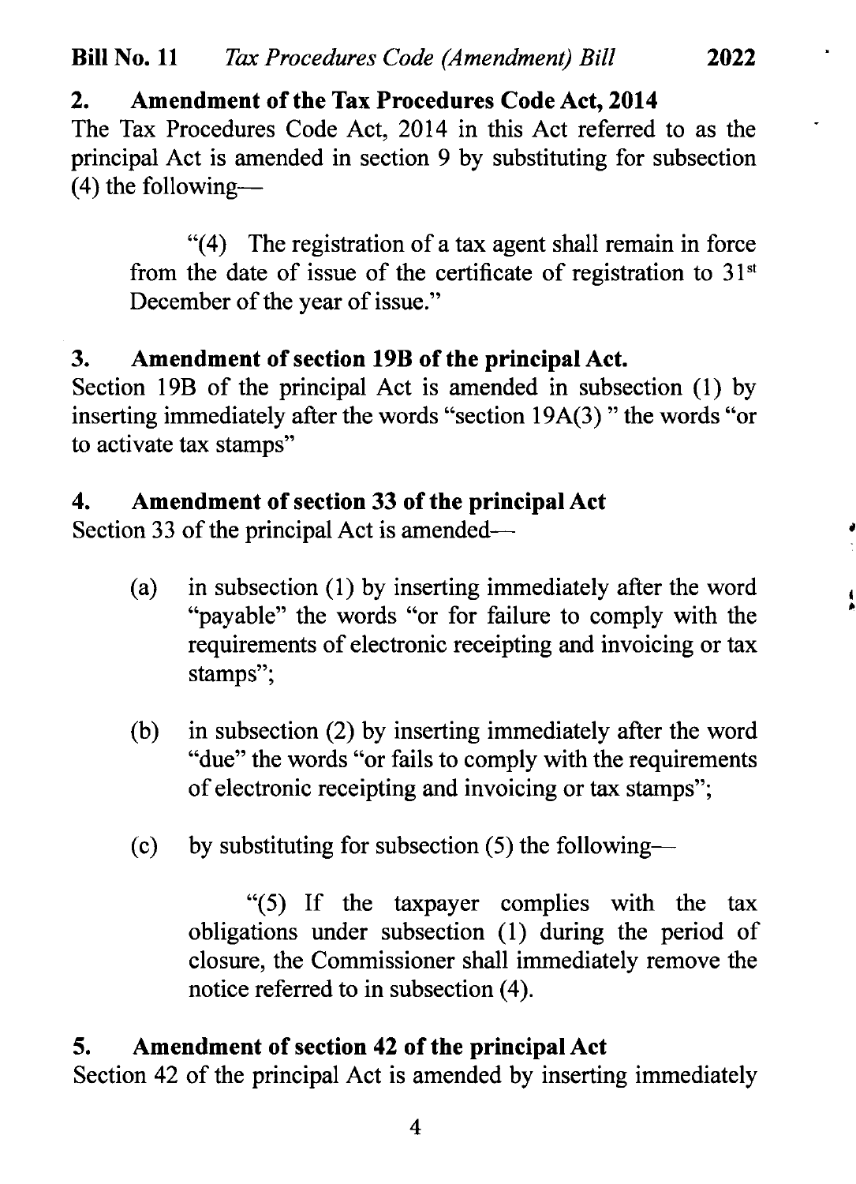## 2. Amendment of the Tax Procedures Code Act, 2014

The Tax Procedures Code Act, 2014 in this Act referred to as the principal Act is amended in section 9 by substituting for subsection (4) the following—

> "(4) The registration of a tax agent shall remain in force from the date of issue of the certificate of registration to 31st December of the year of issue."

## 3. Amendment of section 19B of the principal Act.

Section 19B of the principal Act is amended in subsection (1) by inserting immediately after the words "section 19A(3) " the words "or to activate tax stamps"

## 4. Amendment of section 33 of the principal Act

Section 33 of the principal Act is amended—

(a) in subsection (1) by inserting immediately after the word "payable" the words "or for failure to comply with the requirements of electronic receipting and invoicing or tax stamps";

(b) in subsection (2) by inserting immediately after the word "due" the words "or fails to comply with the requirements of electronic receipting and invoicing or tax stamps";

(c) by substituting for subsection (5) the following—

> "(5) If the taxpayer complies with the tax obligations under subsection (1) during the period of closure, the Commissioner shall immediately remove the notice referred to in subsection (4).

## 5. Amendment of section 42 of the principal Act

Section 42 of the principal Act is amended by inserting immediately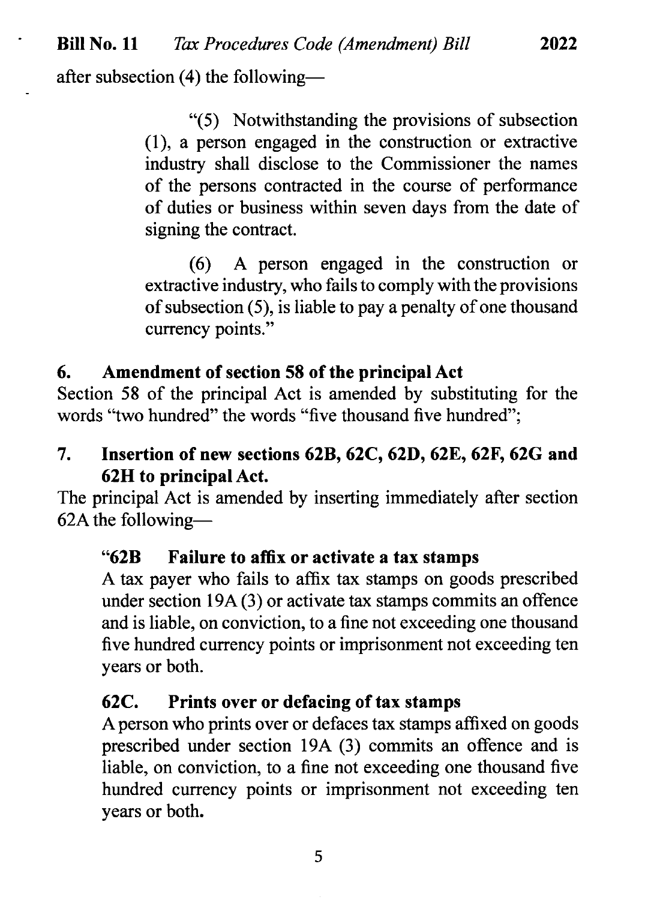after subsection (4) the following—

"(5) Notwithstanding the provisions of subsection (1), a person engaged in the construction or extractive industry shall disclose to the Commissioner the names of the persons contracted in the course of performance of duties or business within seven days from the date of signing the contract.

(6) A person engaged in the construction or extractive industry, who fails to comply with the provisions of subsection (5), is liable to pay a penalty of one thousand currency points."

**6. Amendment of section 58 of the principal Act**

Section 58 of the principal Act is amended by substituting for the words "two hundred" the words "five thousand five hundred";

**7. Insertion of new sections 62B, 62C, 62D, 62E, 62F, 62G and 62H to principal Act.**

The principal Act is amended by inserting immediately after section 62A the following—

**"62B Failure to affix or activate a tax stamps**

A tax payer who fails to affix tax stamps on goods prescribed under section 19A (3) or activate tax stamps commits an offence and is liable, on conviction, to a fine not exceeding one thousand five hundred currency points or imprisonment not exceeding ten years or both.

**62C. Prints over or defacing of tax stamps**

A person who prints over or defaces tax stamps affixed on goods prescribed under section 19A (3) commits an offence and is liable, on conviction, to a fine not exceeding one thousand five hundred currency points or imprisonment not exceeding ten years or both.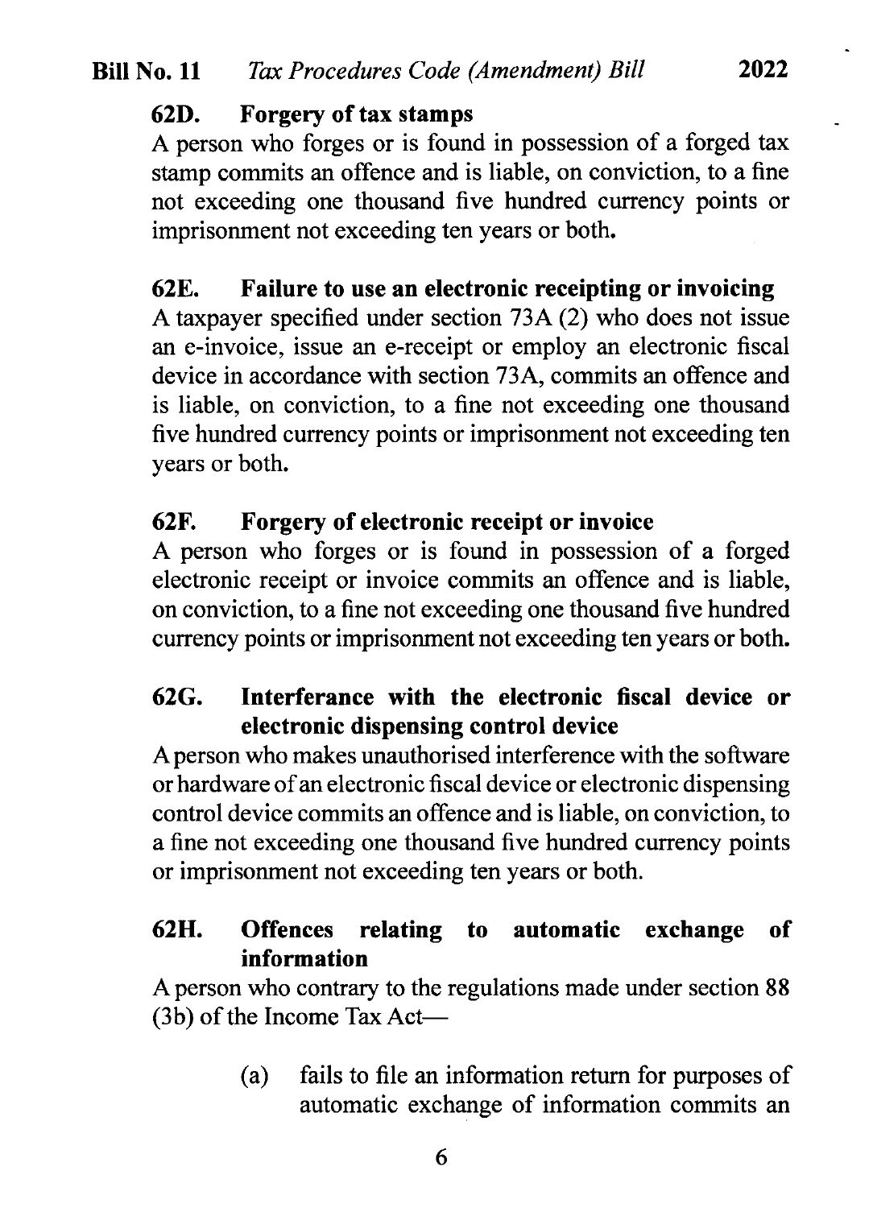**62D. Forgery of tax stamps**

A person who forges or is found in possession of a forged tax stamp commits an offence and is liable, on conviction, to a fine not exceeding one thousand five hundred currency points or imprisonment not exceeding ten years or both.

**62E. Failure to use an electronic receipting or invoicing**

A taxpayer specified under section 73A (2) who does not issue an e-invoice, issue an e-receipt or employ an electronic fiscal device in accordance with section 73A, commits an offence and is liable, on conviction, to a fine not exceeding one thousand five hundred currency points or imprisonment not exceeding ten years or both.

**62F. Forgery of electronic receipt or invoice**

A person who forges or is found in possession of a forged electronic receipt or invoice commits an offence and is liable, on conviction, to a fine not exceeding one thousand five hundred currency points or imprisonment not exceeding ten years or both.

**62G. Interferance with the electronic fiscal device or electronic dispensing control device**

A person who makes unauthorised interference with the software or hardware of an electronic fiscal device or electronic dispensing control device commits an offence and is liable, on conviction, to a fine not exceeding one thousand five hundred currency points or imprisonment not exceeding ten years or both.

**62H. Offences relating to automatic exchange of information**

A person who contrary to the regulations made under section 88 (3b) of the Income Tax Act—

(a) fails to file an information return for purposes of automatic exchange of information commits an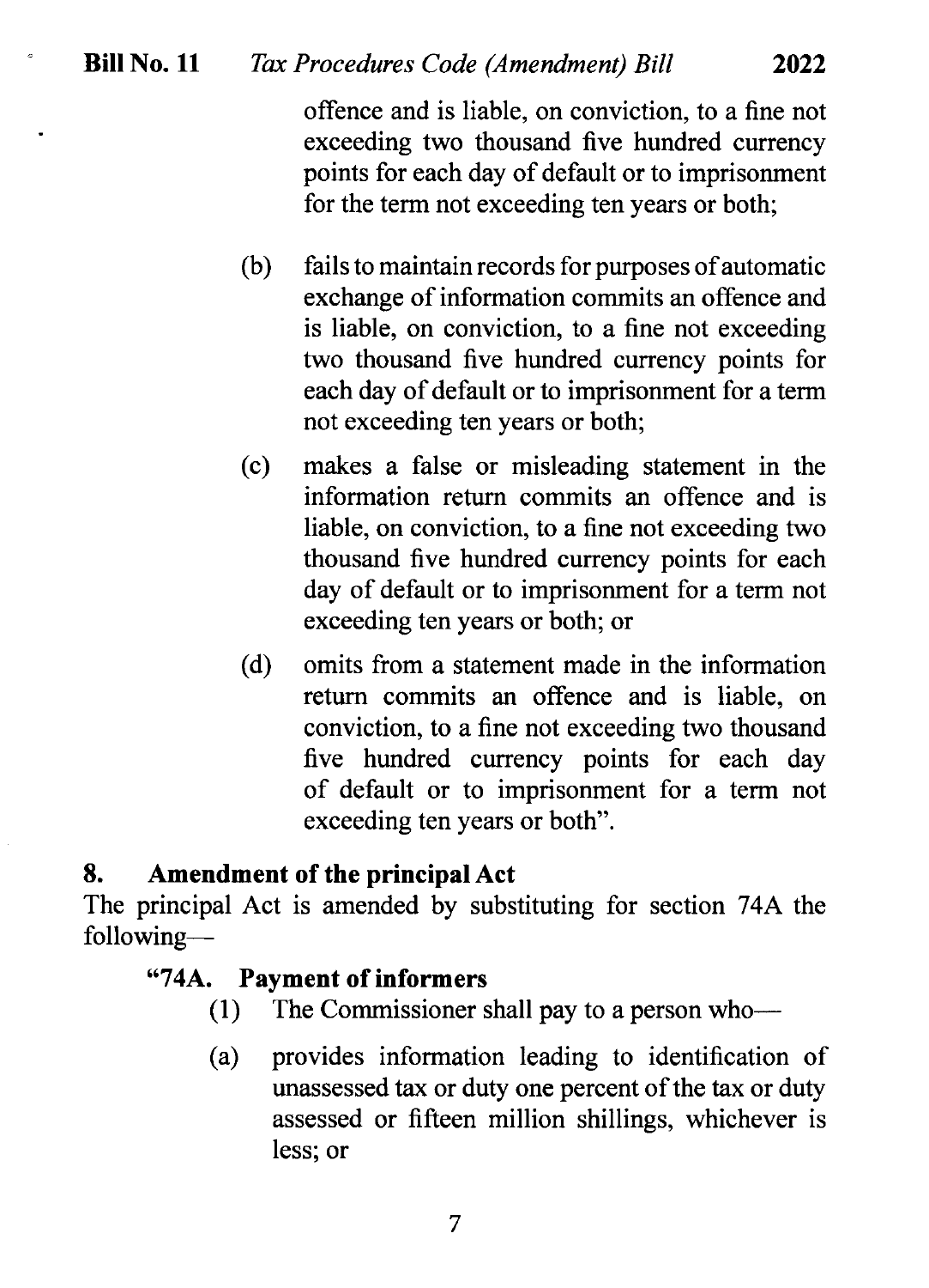offence and is liable, on conviction, to a fine not exceeding two thousand five hundred currency points for each day of default or to imprisonment for the term not exceeding ten years or both;

(b) fails to maintain records for purposes of automatic exchange of information commits an offence and is liable, on conviction, to a fine not exceeding two thousand five hundred currency points for each day of default or to imprisonment for a term not exceeding ten years or both;

(c) makes a false or misleading statement in the information return commits an offence and is liable, on conviction, to a fine not exceeding two thousand five hundred currency points for each day of default or to imprisonment for a term not exceeding ten years or both; or

(d) omits from a statement made in the information return commits an offence and is liable, on conviction, to a fine not exceeding two thousand five hundred currency points for each day of default or to imprisonment for a term not exceeding ten years or both".

## 8. Amendment of the principal Act

The principal Act is amended by substituting for section 74A the following—

### "74A. Payment of informers

(1) The Commissioner shall pay to a person who—

(a) provides information leading to identification of unassessed tax or duty one percent of the tax or duty assessed or fifteen million shillings, whichever is less; or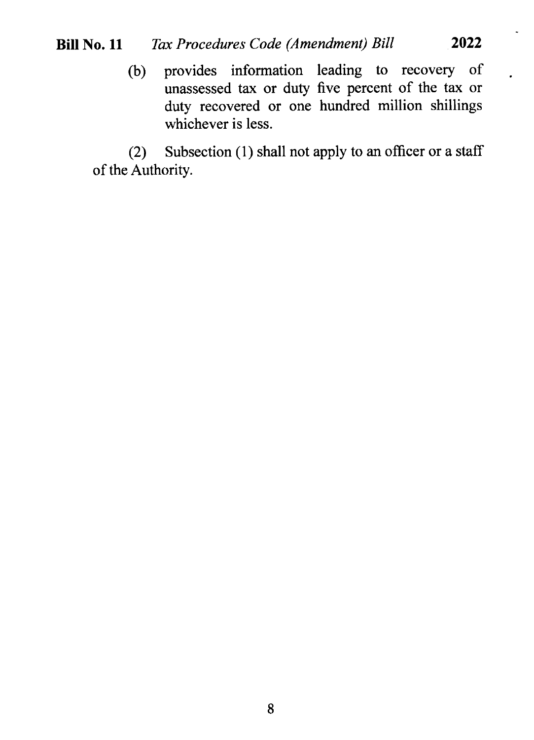(b) provides information leading to recovery of unassessed tax or duty five percent of the tax or duty recovered or one hundred million shillings whichever is less.

(2) Subsection (1) shall not apply to an officer or a staff of the Authority.